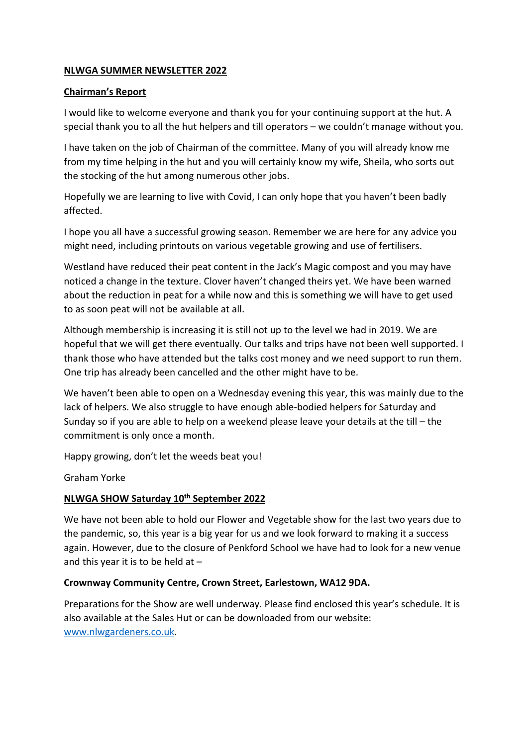# NLWGA SUMMER NEWSLETTER 2022

## Chairman's Report

I would like to welcome everyone and thank you for your continuing support at the hut. A special thank you to all the hut helpers and till operators – we couldn't manage without you.

I have taken on the job of Chairman of the committee. Many of you will already know me from my time helping in the hut and you will certainly know my wife, Sheila, who sorts out the stocking of the hut among numerous other jobs.

Hopefully we are learning to live with Covid, I can only hope that you haven't been badly affected.

I hope you all have a successful growing season. Remember we are here for any advice you might need, including printouts on various vegetable growing and use of fertilisers.

Westland have reduced their peat content in the Jack's Magic compost and you may have noticed a change in the texture. Clover haven't changed theirs yet. We have been warned about the reduction in peat for a while now and this is something we will have to get used to as soon peat will not be available at all.

Although membership is increasing it is still not up to the level we had in 2019. We are hopeful that we will get there eventually. Our talks and trips have not been well supported. I thank those who have attended but the talks cost money and we need support to run them. One trip has already been cancelled and the other might have to be.

We haven't been able to open on a Wednesday evening this year, this was mainly due to the lack of helpers. We also struggle to have enough able-bodied helpers for Saturday and Sunday so if you are able to help on a weekend please leave your details at the till – the commitment is only once a month.

Happy growing, don't let the weeds beat you!

Graham Yorke

## NLWGA SHOW Saturday 10th September 2022

We have not been able to hold our Flower and Vegetable show for the last two years due to the pandemic, so, this year is a big year for us and we look forward to making it a success again. However, due to the closure of Penkford School we have had to look for a new venue and this year it is to be held at –

**Crownway Community Centre, Crown Street, Earlestown, WA12 9DA.**

Preparations for the Show are well underway. Please find enclosed this year's schedule. It is also available at the Sales Hut or can be downloaded from our website: www.nlwgardeners.co.uk.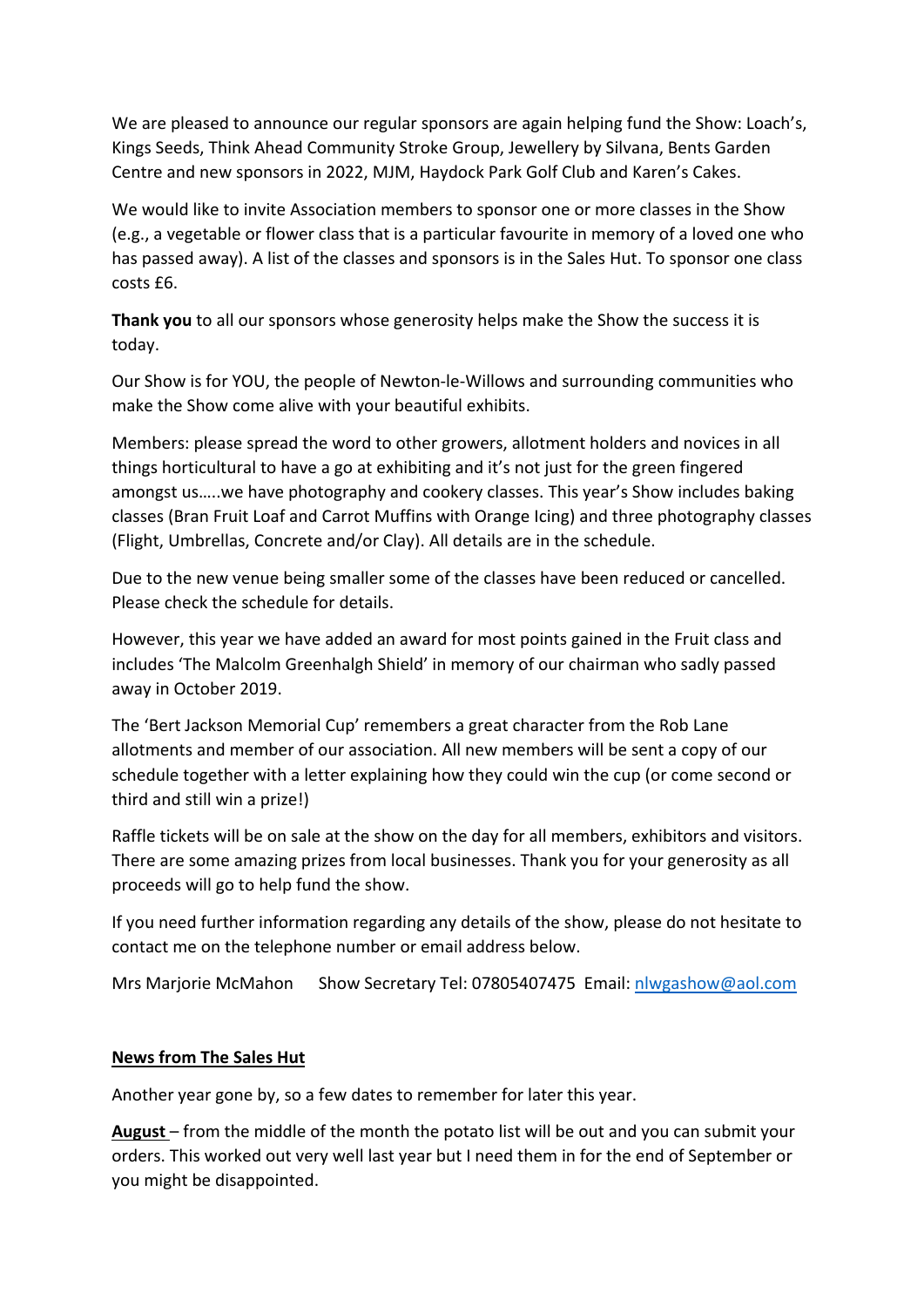We are pleased to announce our regular sponsors are again helping fund the Show: Loach's, Kings Seeds, Think Ahead Community Stroke Group, Jewellery by Silvana, Bents Garden Centre and new sponsors in 2022, MJM, Haydock Park Golf Club and Karen's Cakes.

We would like to invite Association members to sponsor one or more classes in the Show (e.g., a vegetable or flower class that is a particular favourite in memory of a loved one who has passed away). A list of the classes and sponsors is in the Sales Hut. To sponsor one class costs £6.

**Thank you** to all our sponsors whose generosity helps make the Show the success it is today.

Our Show is for YOU, the people of Newton-le-Willows and surrounding communities who make the Show come alive with your beautiful exhibits.

Members: please spread the word to other growers, allotment holders and novices in all things horticultural to have a go at exhibiting and it's not just for the green fingered amongst us…..we have photography and cookery classes. This year's Show includes baking classes (Bran Fruit Loaf and Carrot Muffins with Orange Icing) and three photography classes (Flight, Umbrellas, Concrete and/or Clay). All details are in the schedule.

Due to the new venue being smaller some of the classes have been reduced or cancelled. Please check the schedule for details.

However, this year we have added an award for most points gained in the Fruit class and includes 'The Malcolm Greenhalgh Shield' in memory of our chairman who sadly passed away in October 2019.

The 'Bert Jackson Memorial Cup' remembers a great character from the Rob Lane allotments and member of our association. All new members will be sent a copy of our schedule together with a letter explaining how they could win the cup (or come second or third and still win a prize!)

Raffle tickets will be on sale at the show on the day for all members, exhibitors and visitors. There are some amazing prizes from local businesses. Thank you for your generosity as all proceeds will go to help fund the show.

If you need further information regarding any details of the show, please do not hesitate to contact me on the telephone number or email address below.

Mrs Marjorie McMahon Show Secretary Tel: 07805407475 Email: nlwgashow@aol.com

## News from The Sales Hut

Another year gone by, so a few dates to remember for later this year.

**August** – from the middle of the month the potato list will be out and you can submit your orders. This worked out very well last year but I need them in for the end of September or you might be disappointed.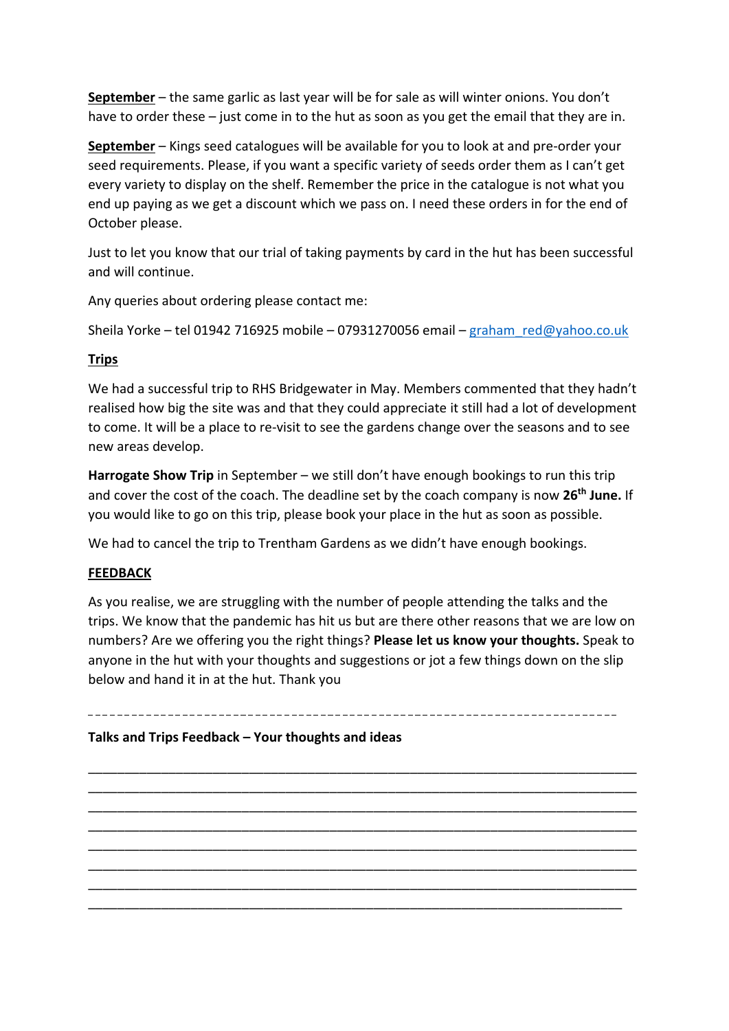**September** – the same garlic as last year will be for sale as will winter onions. You don't have to order these – just come in to the hut as soon as you get the email that they are in.

**September** – Kings seed catalogues will be available for you to look at and pre-order your seed requirements. Please, if you want a specific variety of seeds order them as I can't get every variety to display on the shelf. Remember the price in the catalogue is not what you end up paying as we get a discount which we pass on. I need these orders in for the end of October please.

Just to let you know that our trial of taking payments by card in the hut has been successful and will continue.

Any queries about ordering please contact me:

Sheila Yorke – tel 01942 716925 mobile – 07931270056 email – graham_red@yahoo.co.uk

## Trips

We had a successful trip to RHS Bridgewater in May. Members commented that they hadn't realised how big the site was and that they could appreciate it still had a lot of development to come. It will be a place to re-visit to see the gardens change over the seasons and to see new areas develop.

**Harrogate Show Trip** in September – we still don't have enough bookings to run this trip and cover the cost of the coach. The deadline set by the coach company is now **26th June.** If you would like to go on this trip, please book your place in the hut as soon as possible.

We had to cancel the trip to Trentham Gardens as we didn't have enough bookings.

## FEEDBACK

As you realise, we are struggling with the number of people attending the talks and the trips. We know that the pandemic has hit us but are there other reasons that we are low on numbers? Are we offering you the right things? **Please let us know your thoughts.** Speak to anyone in the hut with your thoughts and suggestions or jot a few things down on the slip below and hand it in at the hut. Thank you

- - - - - - - - - - - - - - - - - - - - - - - - - - - - - - - - - - - - - - - - - - - - - - - - - - - - - - - - - - -

**Talks and Trips Feedback – Your thoughts and ideas**

\_\_\_\_\_\_\_\_\_\_\_\_\_\_\_\_\_\_\_\_\_\_\_\_\_\_\_\_\_\_\_\_\_\_\_\_\_\_\_\_\_\_\_\_\_\_\_\_\_\_\_\_\_\_\_\_\_\_\_\_\_\_\_\_\_\_\_\_\_\_\_\_\_\_
\_\_\_\_\_\_\_\_\_\_\_\_\_\_\_\_\_\_\_\_\_\_\_\_\_\_\_\_\_\_\_\_\_\_\_\_\_\_\_\_\_\_\_\_\_\_\_\_\_\_\_\_\_\_\_\_\_\_\_\_\_\_\_\_\_\_\_\_\_\_\_\_\_\_
\_\_\_\_\_\_\_\_\_\_\_\_\_\_\_\_\_\_\_\_\_\_\_\_\_\_\_\_\_\_\_\_\_\_\_\_\_\_\_\_\_\_\_\_\_\_\_\_\_\_\_\_\_\_\_\_\_\_\_\_\_\_\_\_\_\_\_\_\_\_\_\_\_\_
\_\_\_\_\_\_\_\_\_\_\_\_\_\_\_\_\_\_\_\_\_\_\_\_\_\_\_\_\_\_\_\_\_\_\_\_\_\_\_\_\_\_\_\_\_\_\_\_\_\_\_\_\_\_\_\_\_\_\_\_\_\_\_\_\_\_\_\_\_\_\_\_\_\_
\_\_\_\_\_\_\_\_\_\_\_\_\_\_\_\_\_\_\_\_\_\_\_\_\_\_\_\_\_\_\_\_\_\_\_\_\_\_\_\_\_\_\_\_\_\_\_\_\_\_\_\_\_\_\_\_\_\_\_\_\_\_\_\_\_\_\_\_\_\_\_\_\_\_
\_\_\_\_\_\_\_\_\_\_\_\_\_\_\_\_\_\_\_\_\_\_\_\_\_\_\_\_\_\_\_\_\_\_\_\_\_\_\_\_\_\_\_\_\_\_\_\_\_\_\_\_\_\_\_\_\_\_\_\_\_\_\_\_\_\_\_\_\_\_\_\_\_\_
\_\_\_\_\_\_\_\_\_\_\_\_\_\_\_\_\_\_\_\_\_\_\_\_\_\_\_\_\_\_\_\_\_\_\_\_\_\_\_\_\_\_\_\_\_\_\_\_\_\_\_\_\_\_\_\_\_\_\_\_\_\_\_\_\_\_\_\_\_\_\_\_\_\_
\_\_\_\_\_\_\_\_\_\_\_\_\_\_\_\_\_\_\_\_\_\_\_\_\_\_\_\_\_\_\_\_\_\_\_\_\_\_\_\_\_\_\_\_\_\_\_\_\_\_\_\_\_\_\_\_\_\_\_\_\_\_\_\_\_\_\_\_\_\_\_\_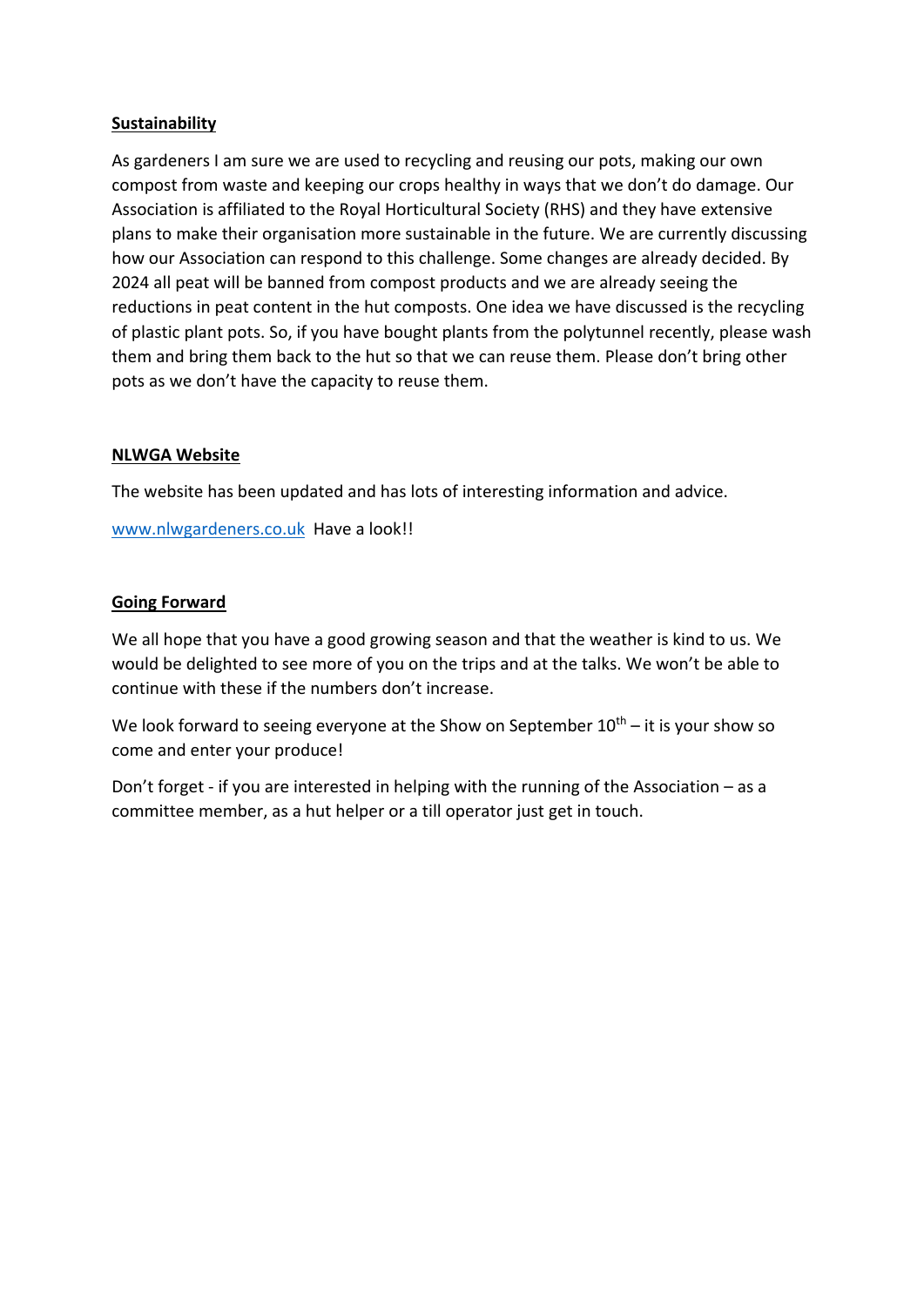**Sustainability**

As gardeners I am sure we are used to recycling and reusing our pots, making our own compost from waste and keeping our crops healthy in ways that we don't do damage. Our Association is affiliated to the Royal Horticultural Society (RHS) and they have extensive plans to make their organisation more sustainable in the future. We are currently discussing how our Association can respond to this challenge. Some changes are already decided. By 2024 all peat will be banned from compost products and we are already seeing the reductions in peat content in the hut composts. One idea we have discussed is the recycling of plastic plant pots. So, if you have bought plants from the polytunnel recently, please wash them and bring them back to the hut so that we can reuse them. Please don't bring other pots as we don't have the capacity to reuse them.

**NLWGA Website**

The website has been updated and has lots of interesting information and advice.

[www.nlwgardeners.co.uk](http://www.nlwgardeners.co.uk) Have a look!!

**Going Forward**

We all hope that you have a good growing season and that the weather is kind to us. We would be delighted to see more of you on the trips and at the talks. We won't be able to continue with these if the numbers don't increase.

We look forward to seeing everyone at the Show on September 10th – it is your show so come and enter your produce!

Don't forget - if you are interested in helping with the running of the Association – as a committee member, as a hut helper or a till operator just get in touch.